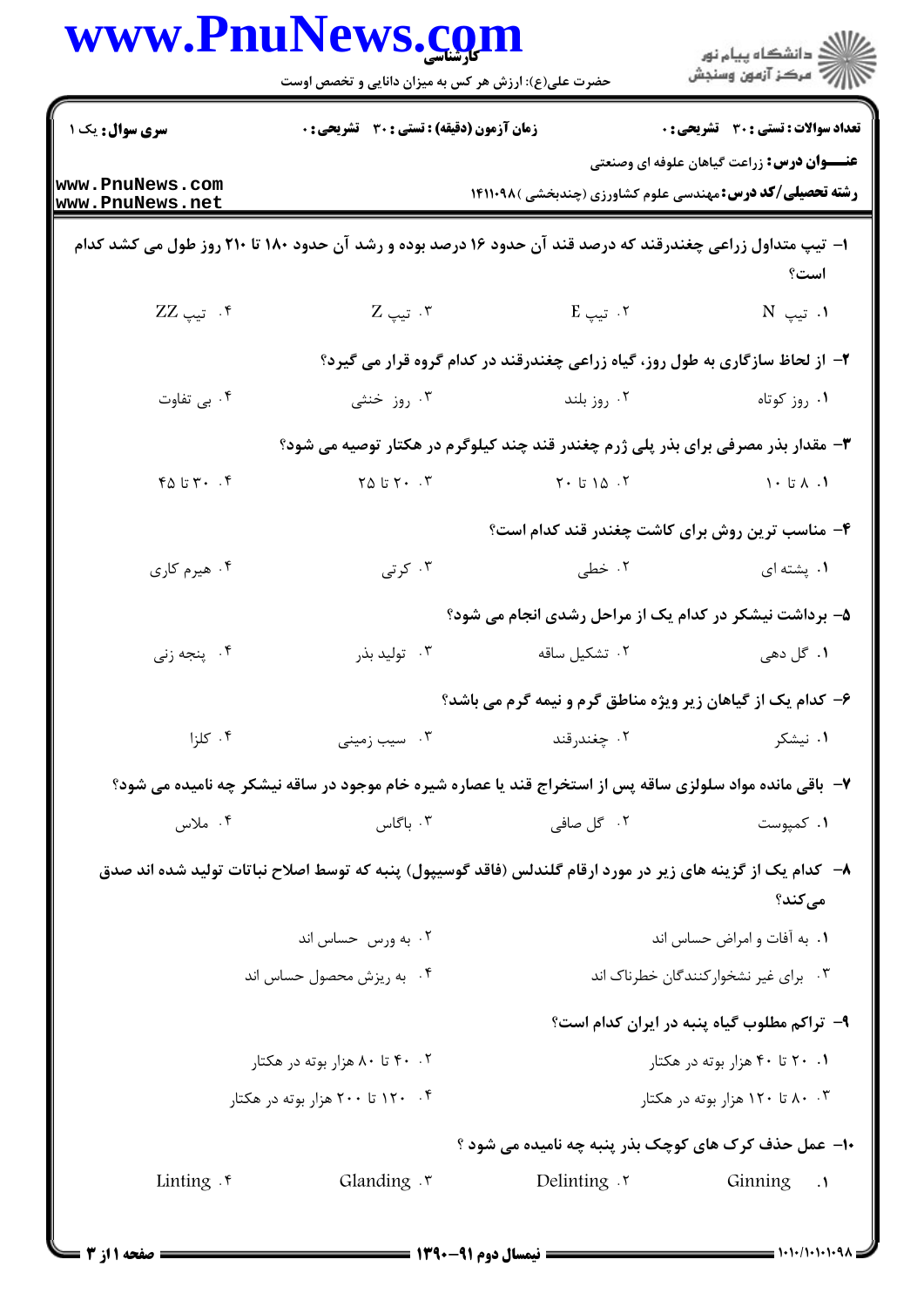**کارشناسی**

حضرت علی(ع): ارزش هر کس به میزان دانایی و تخصص اوست

دانشگاه پیام نور
مرکز آزمون وسنجش

**سری سوال:** یک ۱

**زمان آزمون (دقیقه) : تستی : ۳۰ تشریحی : ۰**

**تعداد سوالات : تستی : ۳۰ تشریحی : ۰**

**عنـــوان درس:** زراعت گیاهان علوفه ای وصنعتی

**رشته تحصیلی/کد درس:** مهندسی علوم کشاورزی (چندبخشی ) ۱۴۱۱۰۹۸

**۱- تیپ متداول زراعی چغندرقند که درصد قند آن حدود ۱۶ درصد بوده و رشد آن حدود ۱۸۰ تا ۲۱۰ روز طول می کشد کدام است؟**

۱. تیپ N
۲. تیپ E
۳. تیپ Z
۴. تیپ ZZ

**۲- از لحاظ سازگاری به طول روز، گیاه زراعی چغندرقند در کدام گروه قرار می گیرد؟**

۱. روز کوتاه
۲. روز بلند
۳. روز خنثی
۴. بی تفاوت

**۳- مقدار بذر مصرفی برای بذر پلی ژرم چغندر قند چند کیلوگرم در هکتار توصیه می شود؟**

۱. ۸ تا ۱۰
۲. ۱۵ تا ۲۰
۳. ۲۰ تا ۲۵
۴. ۳۰ تا ۴۵

**۴- مناسب ترین روش برای کاشت چغندر قند کدام است؟**

۱. پشته ای
۲. خطی
۳. کرتی
۴. هیرم کاری

**۵- برداشت نیشکر در کدام یک از مراحل رشدی انجام می شود؟**

۱. گل دهی
۲. تشکیل ساقه
۳. تولید بذر
۴. پنجه زنی

**۶- کدام یک از گیاهان زیر ویژه مناطق گرم و نیمه گرم می باشد؟**

۱. نیشکر
۲. چغندرقند
۳. سیب زمینی
۴. کلزا

**۷- باقی مانده مواد سلولزی ساقه پس از استخراج قند یا عصاره شیره خام موجود در ساقه نیشکر چه نامیده می شود؟**

۱. کمپوست
۲. گل صافی
۳. باگاس
۴. ملاس

**۸- کدام یک از گزینه های زیر در مورد ارقام گلندلس (فاقد گوسیپول) پنبه که توسط اصلاح نباتات تولید شده اند صدق می‌کند؟**

۱. به آفات و امراض حساس اند
۲. به ورس حساس اند
۳. برای غیر نشخوارکنندگان خطرناک اند
۴. به ریزش محصول حساس اند

**۹- تراکم مطلوب گیاه پنبه در ایران کدام است؟**

۱. ۲۰ تا ۴۰ هزار بوته در هکتار
۲. ۴۰ تا ۸۰ هزار بوته در هکتار
۳. ۸۰ تا ۱۲۰ هزار بوته در هکتار
۴. ۱۲۰ تا ۲۰۰ هزار بوته در هکتار

**۱۰- عمل حذف کرک های کوچک بذر پنبه چه نامیده می شود ؟**

۱. Ginning
۲. Delinting
۳. Glanding
۴. Linting

نیمسال دوم ۹۱-۱۳۹۰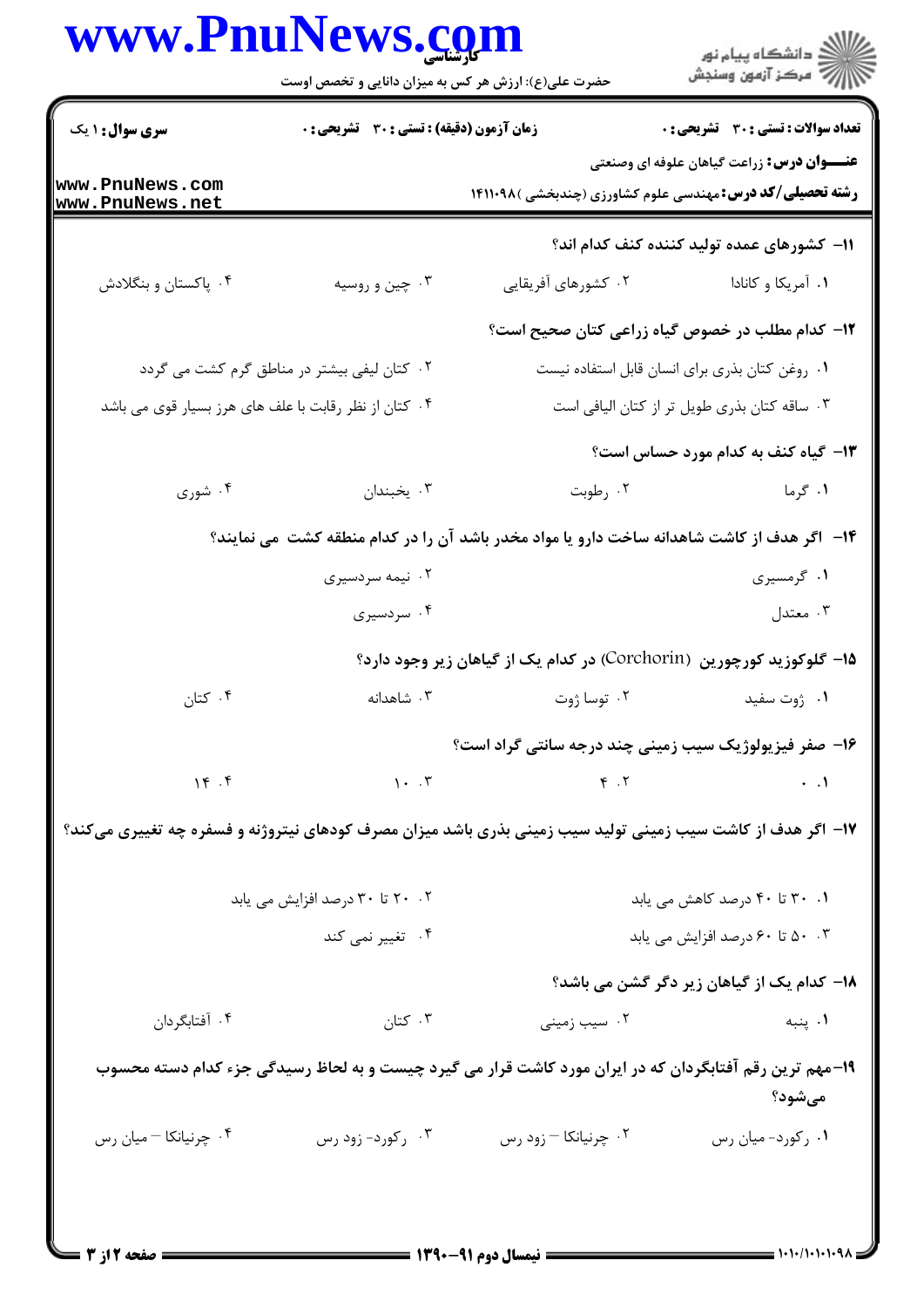**تعداد سوالات : تستی : ۳۰ تشریحی : ۰** **زمان آزمون (دقیقه) : تستی : ۳۰ تشریحی : ۰** **سری سوال : ۱ یک**

**عنـــوان درس:** زراعت گیاهان علوفه ای وصنعتی

**رشته تحصیلی/کد درس:** مهندسی علوم کشاورزی (چندبخشی )۱۴۱۱۰۹۸

**۱۱- کشورهای عمده تولید کننده کنف کدام اند؟**

۱. آمریکا و کانادا
۲. کشورهای آفریقایی
۳. چین و روسیه
۴. پاکستان و بنگلادش

**۱۲- کدام مطلب در خصوص گیاه زراعی کتان صحیح است؟**

۱. روغن کتان بذری برای انسان قابل استفاده نیست
۲. کتان لیفی بیشتر در مناطق گرم کشت می گردد
۳. ساقه کتان بذری طویل تر از کتان الیافی است
۴. کتان از نظر رقابت با علف های هرز بسیار قوی می باشد

**۱۳- گیاه کنف به کدام مورد حساس است؟**

۱. گرما
۲. رطوبت
۳. یخبندان
۴. شوری

**۱۴- اگر هدف از کاشت شاهدانه ساخت دارو یا مواد مخدر باشد آن را در کدام منطقه کشت می نمایند؟**

۱. گرمسیری
۲. نیمه سردسیری
۳. معتدل
۴. سردسیری

**۱۵- گلوکوزید کورچورین (Corchorin) در کدام یک از گیاهان زیر وجود دارد؟**

۱. ژوت سفید
۲. توسا ژوت
۳. شاهدانه
۴. کتان

**۱۶- صفر فیزیولوژیک سیب زمینی چند درجه سانتی گراد است؟**

۱. ۰
۲. ۴
۳. ۱۰
۴. ۱۴

**۱۷- اگر هدف از کاشت سیب زمینی تولید سیب زمینی بذری باشد میزان مصرف کودهای نیتروژنه و فسفره چه تغییری می‌کند؟**

۱. ۳۰ تا ۴۰ درصد کاهش می یابد
۲. ۲۰ تا ۳۰ درصد افزایش می یابد
۳. ۵۰ تا ۶۰ درصد افزایش می یابد
۴. تغییر نمی کند

**۱۸- کدام یک از گیاهان زیر دگر گشن می باشد؟**

۱. پنبه
۲. سیب زمینی
۳. کتان
۴. آفتابگردان

**۱۹- مهم ترین رقم آفتابگردان که در ایران مورد کاشت قرار می گیرد چیست و به لحاظ رسیدگی جزء کدام دسته محسوب می‌شود؟**

۱. رکورد- میان رس
۲. چرنیانکا – زود رس
۳. رکورد- زود رس
۴. چرنیانکا – میان رس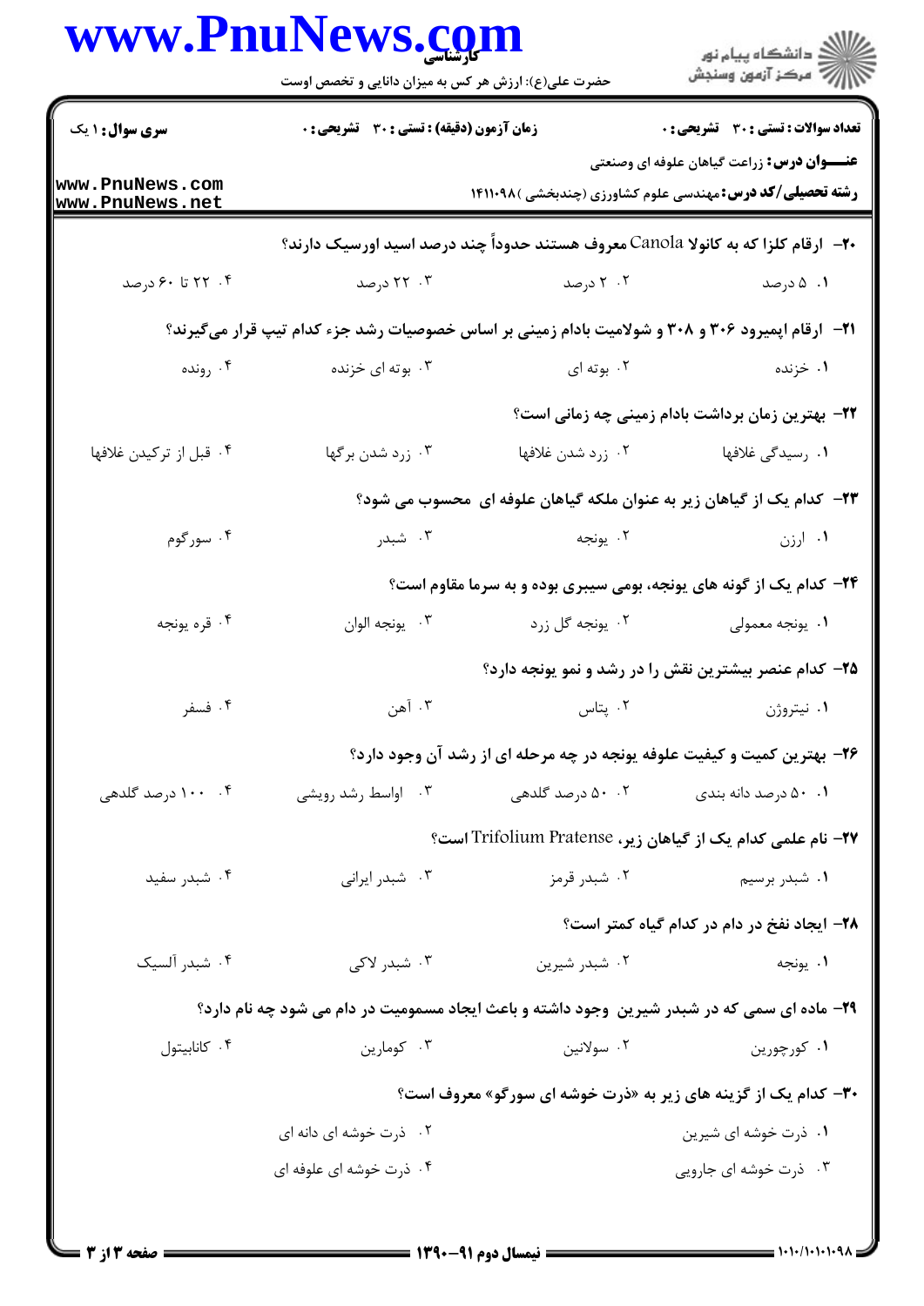۲۰- ارقام کلزا که به کانولا Canola معروف هستند حدوداً چند درصد اسید اورسیک دارند؟

۱. ۵ درصد
۲. ۲ درصد
۳. ۲۲ درصد
۴. ۲۲ تا ۶۰ درصد

۲۱- ارقام اپمیرود ۳۰۶ و ۳۰۸ و شولامیت بادام زمینی بر اساس خصوصیات رشد جزء کدام تیپ قرار می‌گیرند؟

۱. خزنده
۲. بوته ای
۳. بوته ای خزنده
۴. رونده

۲۲- بهترین زمان برداشت بادام زمینی چه زمانی است؟

۱. رسیدگی غلافها
۲. زرد شدن غلافها
۳. زرد شدن برگها
۴. قبل از ترکیدن غلافها

۲۳- کدام یک از گیاهان زیر به عنوان ملکه گیاهان علوفه ای محسوب می شود؟

۱. ارزن
۲. یونجه
۳. شبدر
۴. سورگوم

۲۴- کدام یک از گونه های یونجه، بومی سیبری بوده و به سرما مقاوم است؟

۱. یونجه معمولی
۲. یونجه گل زرد
۳. یونجه الوان
۴. قره یونجه

۲۵- کدام عنصر بیشترین نقش را در رشد و نمو یونجه دارد؟

۱. نیتروژن
۲. پتاس
۳. آهن
۴. فسفر

۲۶- بهترین کمیت و کیفیت علوفه یونجه در چه مرحله ای از رشد آن وجود دارد؟

۱. ۵۰ درصد دانه بندی
۲. ۵۰ درصد گلدهی
۳. اواسط رشد رویشی
۴. ۱۰۰ درصد گلدهی

۲۷- نام علمی کدام یک از گیاهان زیر، Trifolium Pratense است؟

۱. شبدر برسیم
۲. شبدر قرمز
۳. شبدر ایرانی
۴. شبدر سفید

۲۸- ایجاد نفخ در دام در کدام گیاه کمتر است؟

۱. یونجه
۲. شبدر شیرین
۳. شبدر لاکی
۴. شبدر آلسیک

۲۹- ماده ای سمی که در شبدر شیرین وجود داشته و باعث ایجاد مسمومیت در دام می شود چه نام دارد؟

۱. کورچورین
۲. سولانین
۳. کومارین
۴. کانابیتول

۳۰- کدام یک از گزینه های زیر به «ذرت خوشه ای سورگو» معروف است؟

۱. ذرت خوشه ای شیرین
۲. ذرت خوشه ای دانه ای
۳. ذرت خوشه ای جارویی
۴. ذرت خوشه ای علوفه ای